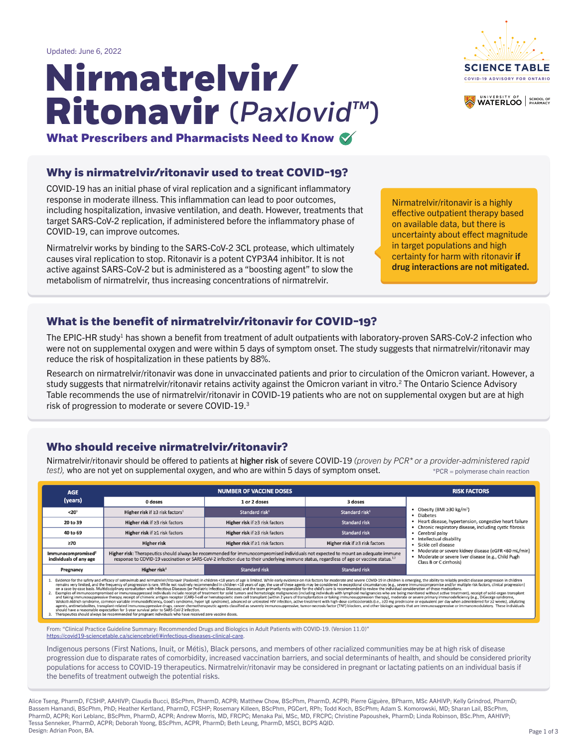Updated: June 6, 2022

# Nirmatrelvir/ Ritonavir (*Paxlovid™*)

## What Prescribers and Pharmacists Need to Know

## Why is nirmatrelvir/ritonavir used to treat COVID-19?

COVID-19 has an initial phase of viral replication and a significant inflammatory response in moderate illness. This inflammation can lead to poor outcomes, including hospitalization, invasive ventilation, and death. However, treatments that target SARS-CoV-2 replication, if administered before the inflammatory phase of COVID-19, can improve outcomes.

Nirmatrelvir works by binding to the SARS-CoV-2 3CL protease, which ultimately causes viral replication to stop. Ritonavir is a potent CYP3A4 inhibitor. It is not active against SARS-CoV-2 but is administered as a "boosting agent" to slow the metabolism of nirmatrelvir, thus increasing concentrations of nirmatrelvir.

Nirmatrelvir/ritonavir is a highly effective outpatient therapy based on available data, but there is uncertainty about effect magnitude in target populations and high certainty for harm with ritonavir **if drug interactions are not mitigated.**

## What is the benefit of nirmatrelvir/ritonavir for COVID-19?

The EPIC-HR study[1] has shown a benefit from treatment of adult outpatients with laboratory-proven SARS-CoV-2 infection who were not on supplemental oxygen and were within 5 days of symptom onset. The study suggests that nirmatrelvir/ritonavir may reduce the risk of hospitalization in these patients by 88%.

Research on nirmatrelvir/ritonavir was done in unvaccinated patients and prior to circulation of the Omicron variant. However, a study suggests that nirmatrelvir/ritonavir retains activity against the Omicron variant in vitro.[2] The Ontario Science Advisory Table recommends the use of nirmatrelvir/ritonavir in COVID-19 patients who are not on supplemental oxygen but are at high risk of progression to moderate or severe COVID-19.[3]

## Who should receive nirmatrelvir/ritonavir?

Nirmatrelvir/ritonavir should be offered to patients at **higher risk** of severe COVID-19 *(proven by PCR\* or a provider-administered rapid test),* who are not yet on supplemental oxygen, and who are within 5 days of symptom onset.

*PCR = polymerase chain reaction

| AGE (years) | NUMBER OF VACCINE DOSES | | | RISK FACTORS |
|---|---|---|---|---|
| | 0 doses | 1 or 2 doses | 3 doses | |
| <20[1] | Higher risk if ≥3 risk factors[1] | Standard risk[1] | Standard risk[1] | • Obesity (BMI ≥30 kg/m²)<br>• Diabetes<br>• Heart disease, hypertension, congestive heart failure<br>• Chronic respiratory disease, including cystic fibrosis<br>• Cerebral palsy<br>• Intellectual disability<br>• Sickle cell disease<br>• Moderate or severe kidney disease (eGFR <60 mL/min)<br>• Moderate or severe liver disease (e.g., Child Pugh Class B or C cirrhosis) |
| 20 to 39 | Higher risk if ≥3 risk factors | Higher risk if ≥3 risk factors | Standard risk | |
| 40 to 69 | Higher risk if ≥1 risk factors | Higher risk if ≥3 risk factors | Standard risk | |
| ≥70 | Higher risk | Higher risk if ≥1 risk factors | Higher risk if ≥3 risk factors | |
| Immunocompromised[2] individuals of any age | Higher risk: Therapeutics should always be recommended for immunocompromised individuals not expected to mount an adequate immune response to COVID-19 vaccination or SARS-CoV-2 infection due to their underlying immune status, regardless of age or vaccine status.[1,2] | | | |
| Pregnancy | Higher risk[3] | Standard risk | Standard risk | |

1. Evidence for the safety and efficacy of sotrovimab and nirmatrelvir/ritonavir (Paxlovid) in children <18 years of age is limited. While early evidence on risk factors for moderate and severe COVID-19 in children is emerging, the ability to reliably predict disease progression in children remains very limited, and the frequency of progression is rare. While not routinely recommended in children <18 years of age, the use of these agents may be considered in exceptional circumstances (e.g., severe immunocompromise and/or multiple risk factors, clinical progression) on a case-by-case basis. Multidisciplinary consultation with Infectious Diseases (or Pediatric Infectious Diseases) and the team primarily responsible for the child's care is recommended to review the individual consideration of these medications.
2. Examples of immunocompromised or immunosuppressed individuals include receipt of treatment for solid tumors and hematologic malignancies (including individuals with lymphoid malignancies who are being monitored without active treatment), receipt of solid-organ transplant and taking immunosuppressive therapy, receipt of chimeric antigen receptor (CAR)-T-cell or hematopoietic stem cell transplant (within 2 years of transplantation or taking immunosuppression therapy), moderate or severe primary immunodeficiency (e.g., DiGeorge syndrome, Wiskott-Aldrich syndrome, common variable immunodeficiency, Good's syndrome, hyper IgE syndrome), advanced or untreated HIV infection, active treatment with high-dose corticosteroids (i.e., ≥20 mg prednisone or equivalent per day when administered for ≥2 weeks), alkylating agents, antimetabolites, transplant-related immunosuppressive drugs, cancer chemotherapeutic agents classified as severely immunosuppressive, tumor-necrosis factor (TNF) blockers, and other biologic agents that are immunosuppressive or immunomodulatory. These individuals should have a reasonable expectation for 1-year survival prior to SARS-CoV-2 infection.
3. Therapeutics should always be recommended for pregnant individuals who have received zero vaccine doses.

From: "Clinical Practice Guideline Summary: Recommended Drugs and Biologics in Adult Patients with COVID-19. (Version 11.0)" https://covid19-sciencetable.ca/sciencebrief/#infectious-diseases-clinical-care.

Indigenous persons (First Nations, Inuit, or Métis), Black persons, and members of other racialized communities may be at high risk of disease progression due to disparate rates of comorbidity, increased vaccination barriers, and social determinants of health, and should be considered priority populations for access to COVID-19 therapeutics. Nirmatrelvir/ritonavir may be considered in pregnant or lactating patients on an individual basis if the benefits of treatment outweigh the potential risks.

Alice Tseng, PharmD, FCSHP, AAHIVP; Claudia Bucci, BScPhm, PharmD, ACPR; Matthew Chow, BScPhm, PharmD, ACPR; Pierre Giguère, BPharm, MSc AAHIVP; Kelly Grindrod, PharmD; Bassem Hamandi, BScPhm, PhD; Heather Kertland, PharmD, FCSHP; Rosemary Killeen, BScPhm, PGCert, RPh; Todd Koch, BScPhm; Adam S. Komorowski, MD; Sharan Lail, BScPhm, PharmD, ACPR; Kori Leblanc, BScPhm, PharmD, ACPR; Andrew Morris, MD, FRCPC; Menaka Pai, MSc, MD, FRCPC; Christine Papoushek, PharmD; Linda Robinson, BSc.Phm, AAHIVP; Tessa Senneker, PharmD, ACPR; Deborah Yoong, BScPhm, ACPR, PharmD; Beth Leung, PharmD, MSCI, BCPS AQID.
Design: Adrian Poon, BA.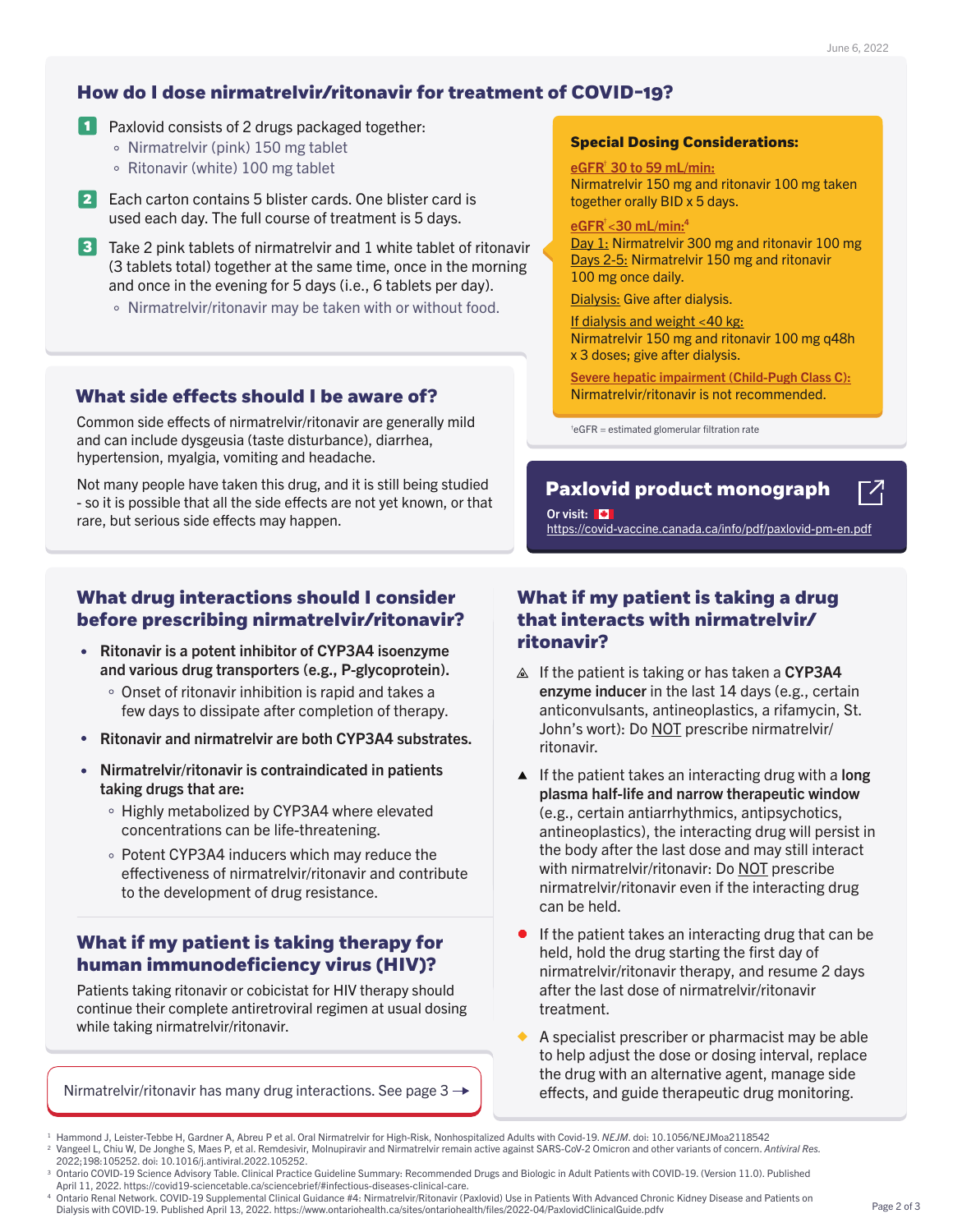## How do I dose nirmatrelvir/ritonavir for treatment of COVID-19?

1. Paxlovid consists of 2 drugs packaged together:
   - Nirmatrelvir (pink) 150 mg tablet
   - Ritonavir (white) 100 mg tablet
2. Each carton contains 5 blister cards. One blister card is used each day. The full course of treatment is 5 days.
3. Take 2 pink tablets of nirmatrelvir and 1 white tablet of ritonavir (3 tablets total) together at the same time, once in the morning and once in the evening for 5 days (i.e., 6 tablets per day).
   - Nirmatrelvir/ritonavir may be taken with or without food.

### Special Dosing Considerations:

**eGFR† 30 to 59 mL/min:**
Nirmatrelvir 150 mg and ritonavir 100 mg taken together orally BID x 5 days.

**eGFR† <30 mL/min:**[4]
Day 1: Nirmatrelvir 300 mg and ritonavir 100 mg
Days 2-5: Nirmatrelvir 150 mg and ritonavir 100 mg once daily.

Dialysis: Give after dialysis.

If dialysis and weight <40 kg:
Nirmatrelvir 150 mg and ritonavir 100 mg q48h x 3 doses; give after dialysis.

**Severe hepatic impairment (Child-Pugh Class C):**
Nirmatrelvir/ritonavir is not recommended.

†eGFR = estimated glomerular filtration rate

## What side effects should I be aware of?

Common side effects of nirmatrelvir/ritonavir are generally mild and can include dysgeusia (taste disturbance), diarrhea, hypertension, myalgia, vomiting and headache.

Not many people have taken this drug, and it is still being studied - so it is possible that all the side effects are not yet known, or that rare, but serious side effects may happen.

### Paxlovid product monograph

Or visit: https://covid-vaccine.canada.ca/info/pdf/paxlovid-pm-en.pdf

## What drug interactions should I consider before prescribing nirmatrelvir/ritonavir?

- **Ritonavir is a potent inhibitor of CYP3A4 isoenzyme and various drug transporters (e.g., P-glycoprotein).**
  - Onset of ritonavir inhibition is rapid and takes a few days to dissipate after completion of therapy.
- **Ritonavir and nirmatrelvir are both CYP3A4 substrates.**
- **Nirmatrelvir/ritonavir is contraindicated in patients taking drugs that are:**
  - Highly metabolized by CYP3A4 where elevated concentrations can be life-threatening.
  - Potent CYP3A4 inducers which may reduce the effectiveness of nirmatrelvir/ritonavir and contribute to the development of drug resistance.

## What if my patient is taking therapy for human immunodeficiency virus (HIV)?

Patients taking ritonavir or cobicistat for HIV therapy should continue their complete antiretroviral regimen at usual dosing while taking nirmatrelvir/ritonavir.

Nirmatrelvir/ritonavir has many drug interactions. See page 3 →

## What if my patient is taking a drug that interacts with nirmatrelvir/ritonavir?

- If the patient is taking or has taken a **CYP3A4 enzyme inducer** in the last 14 days (e.g., certain anticonvulsants, antineoplastics, a rifamycin, St. John's wort): Do NOT prescribe nirmatrelvir/ritonavir.
- If the patient takes an interacting drug with a **long plasma half-life and narrow therapeutic window** (e.g., certain antiarrhythmics, antipsychotics, antineoplastics), the interacting drug will persist in the body after the last dose and may still interact with nirmatrelvir/ritonavir: Do NOT prescribe nirmatrelvir/ritonavir even if the interacting drug can be held.
- If the patient takes an interacting drug that can be held, hold the drug starting the first day of nirmatrelvir/ritonavir therapy, and resume 2 days after the last dose of nirmatrelvir/ritonavir treatment.
- A specialist prescriber or pharmacist may be able to help adjust the dose or dosing interval, replace the drug with an alternative agent, manage side effects, and guide therapeutic drug monitoring.

---

1. Hammond J, Leister-Tebbe H, Gardner A, Abreu P et al. Oral Nirmatrelvir for High-Risk, Nonhospitalized Adults with Covid-19. *NEJM*. doi: 10.1056/NEJMoa2118542
2. Vangeel L, Chiu W, De Jonghe S, Maes P, et al. Remdesivir, Molnupiravir and Nirmatrelvir remain active against SARS-CoV-2 Omicron and other variants of concern. *Antiviral Res.* 2022;198:105252. doi: 10.1016/j.antiviral.2022.105252.
3. Ontario COVID-19 Science Advisory Table. Clinical Practice Guideline Summary: Recommended Drugs and Biologic in Adult Patients with COVID-19. (Version 11.0). Published April 11, 2022. https://covid19-sciencetable.ca/sciencebrief/#infectious-diseases-clinical-care.
4. Ontario Renal Network. COVID-19 Supplemental Clinical Guidance #4: Nirmatrelvir/Ritonavir (Paxlovid) Use in Patients With Advanced Chronic Kidney Disease and Patients on Dialysis with COVID-19. Published April 13, 2022. https://www.ontariohealth.ca/sites/ontariohealth/files/2022-04/PaxlovidClinicalGuide.pdfv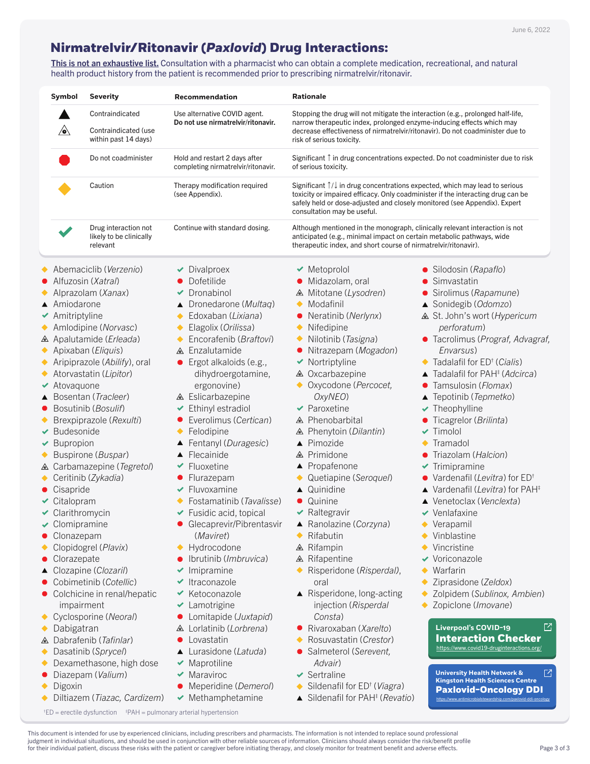June 6, 2022

# Nirmatrelvir/Ritonavir (*Paxlovid*) Drug Interactions:

**This is not an exhaustive list.** Consultation with a pharmacist who can obtain a complete medication, recreational, and natural health product history from the patient is recommended prior to prescribing nirmatrelvir/ritonavir.

| Symbol | Severity | Recommendation | Rationale |
|---|---|---|---|
| ▲ | Contraindicated | Use alternative COVID agent. **Do not use nirmatrelvir/ritonavir.** | Stopping the drug will not mitigate the interaction (e.g., prolonged half-life, narrow therapeutic index, prolonged enzyme-inducing effects which may decrease effectiveness of nirmatrelvir/ritonavir). Do not coadminister due to risk of serious toxicity. |
| ◬ | Contraindicated (use within past 14 days) | | |
| ● | Do not coadminister | Hold and restart 2 days after completing nirmatrelvir/ritonavir. | Significant ↑ in drug concentrations expected. Do not coadminister due to risk of serious toxicity. |
| ◆ | Caution | Therapy modification required (see Appendix). | Significant ↑/↓ in drug concentrations expected, which may lead to serious toxicity or impaired efficacy. Only coadminister if the interacting drug can be safely held or dose-adjusted and closely monitored (see Appendix). Expert consultation may be useful. |
| ✔ | Drug interaction not likely to be clinically relevant | Continue with standard dosing. | Although mentioned in the monograph, clinically relevant interaction is not anticipated (e.g., minimal impact on certain metabolic pathways, wide therapeutic index, and short course of nirmatrelvir/ritonavir). |

- ◆ Abemaciclib (*Verzenio*)
- ● Alfuzosin (*Xatral*)
- ◆ Alprazolam (*Xanax*)
- ▲ Amiodarone
- ✔ Amitriptyline
- ◆ Amlodipine (*Norvasc*)
- ◬ Apalutamide (*Erleada*)
- ◆ Apixaban (*Eliquis*)
- ◆ Aripiprazole (*Abilify*), oral
- ◆ Atorvastatin (*Lipitor*)
- ✔ Atovaquone
- ▲ Bosentan (*Tracleer*)
- ● Bosutinib (*Bosulif*)
- ◆ Brexpiprazole (*Rexulti*)
- ✔ Budesonide
- ✔ Bupropion
- ◆ Buspirone (*Buspar*)
- ◬ Carbamazepine (*Tegretol*)
- ◆ Ceritinib (*Zykadia*)
- ● Cisapride
- ✔ Citalopram
- ✔ Clarithromycin
- ✔ Clomipramine
- ● Clonazepam
- ◆ Clopidogrel (*Plavix*)
- ● Clorazepate
- ▲ Clozapine (*Clozaril*)
- ● Cobimetinib (*Cotellic*)
- ● Colchicine in renal/hepatic impairment
- ◆ Cyclosporine (*Neoral*)
- ◆ Dabigatran
- ◬ Dabrafenib (*Tafinlar*)
- ◆ Dasatinib (*Sprycel*)
- ◆ Dexamethasone, high dose
- ● Diazepam (*Valium*)
- ◆ Digoxin
- ◆ Diltiazem (*Tiazac, Cardizem*)
- ✔ Divalproex
- ● Dofetilide
- ✔ Dronabinol
- ▲ Dronedarone (*Multaq*)
- ◆ Edoxaban (*Lixiana*)
- ◆ Elagolix (*Orilissa*)
- ◆ Encorafenib (*Braftovi*)
- ◬ Enzalutamide
- ● Ergot alkaloids (e.g., dihydroergotamine, ergonovine)
- ◬ Eslicarbazepine
- ✔ Ethinyl estradiol
- ● Everolimus (*Certican*)
- ◆ Felodipine
- ▲ Fentanyl (*Duragesic*)
- ▲ Flecainide
- ✔ Fluoxetine
- ● Flurazepam
- ✔ Fluvoxamine
- ◆ Fostamatinib (*Tavalisse*)
- ✔ Fusidic acid, topical
- ● Glecaprevir/Pibrentasvir (*Maviret*)
- ◆ Hydrocodone
- ● Ibrutinib (*Imbruvica*)
- ✔ Imipramine
- ✔ Itraconazole
- ✔ Ketoconazole
- ✔ Lamotrigine
- ● Lomitapide (*Juxtapid*)
- ◬ Lorlatinib (*Lorbrena*)
- ● Lovastatin
- ▲ Lurasidone (*Latuda*)
- ✔ Maprotiline
- ✔ Maraviroc
- ● Meperidine (*Demerol*)
- ✔ Methamphetamine
- ✔ Metoprolol
- ● Midazolam, oral
- ◬ Mitotane (*Lysodren*)
- ◆ Modafinil
- ● Neratinib (*Nerlynx*)
- ◆ Nifedipine
- ◆ Nilotinib (*Tasigna*)
- ● Nitrazepam (*Mogadon*)
- ✔ Nortriptyline
- ◬ Oxcarbazepine
- ◆ Oxycodone (*Percocet, OxyNEO*)
- ✔ Paroxetine
- ◬ Phenobarbital
- ◬ Phenytoin (*Dilantin*)
- ▲ Pimozide
- ◬ Primidone
- ▲ Propafenone
- ◆ Quetiapine (*Seroquel*)
- ▲ Quinidine
- ● Quinine
- ✔ Raltegravir
- ▲ Ranolazine (*Corzyna*)
- ◆ Rifabutin
- ◬ Rifampin
- ◬ Rifapentine
- ◆ Risperidone (*Risperdal*), oral
- ▲ Risperidone, long-acting injection (*Risperdal Consta*)
- ● Rivaroxaban (*Xarelto*)
- ◆ Rosuvastatin (*Crestor*)
- ● Salmeterol (*Serevent, Advair*)
- ✔ Sertraline
- ◆ Sildenafil for ED† (*Viagra*)
- ▲ Sildenafil for PAH‡ (*Revatio*)
- ● Silodosin (*Rapaflo*)
- ● Simvastatin
- ● Sirolimus (*Rapamune*)
- ▲ Sonidegib (*Odomzo*)
- ◬ St. John's wort (*Hypericum perforatum*)
- ● Tacrolimus (*Prograf, Advagraf, Envarsus*)
- ◆ Tadalafil for ED† (*Cialis*)
- ▲ Tadalafil for PAH‡ (*Adcirca*)
- ● Tamsulosin (*Flomax*)
- ▲ Tepotinib (*Tepmetko*)
- ✔ Theophylline
- ● Ticagrelor (*Brilinta*)
- ✔ Timolol
- ◆ Tramadol
- ● Triazolam (*Halcion*)
- ✔ Trimipramine
- ● Vardenafil (*Levitra*) for ED†
- ▲ Vardenafil (*Levitra*) for PAH‡
- ▲ Venetoclax (*Venclexta*)
- ✔ Venlafaxine
- ◆ Verapamil
- ◆ Vinblastine
- ◆ Vincristine
- ✔ Voriconazole
- ◆ Warfarin
- ◆ Ziprasidone (*Zeldox*)
- ◆ Zolpidem (*Sublinox, Ambien*)
- ◆ Zopiclone (*Imovane*)

**Liverpool's COVID-19 Interaction Checker**
https://www.covid19-druginteractions.org/

**University Health Network & Kingston Health Sciences Centre**
**Paxlovid-Oncology DDI**
https://www.antimicrobialstewardship.com/paxlovid-ddi-oncology

†ED = erectile dysfunction ‡PAH = pulmonary arterial hypertension

This document is intended for use by experienced clinicians, including prescribers and pharmacists. The information is not intended to replace sound professional judgment in individual situations, and should be used in conjunction with other reliable sources of information. Clinicians should always consider the risk/benefit profile for their individual patient, discuss these risks with the patient or caregiver before initiating therapy, and closely monitor for treatment benefit and adverse effects.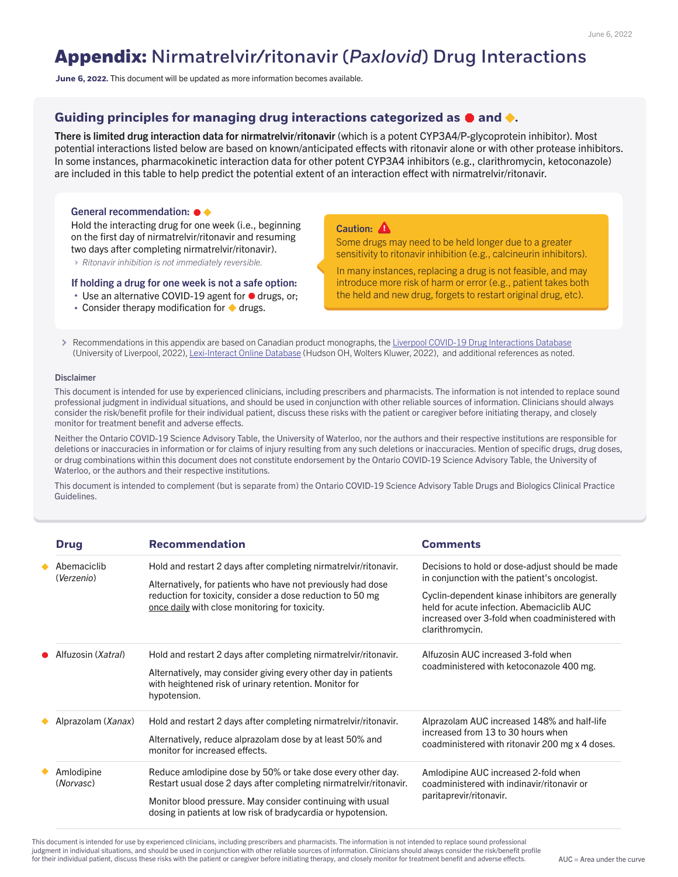# **Appendix:** Nirmatrelvir/ritonavir (*Paxlovid*) Drug Interactions

**June 6, 2022.** This document will be updated as more information becomes available.

## Guiding principles for managing drug interactions categorized as ● and ◆.

**There is limited drug interaction data for nirmatrelvir/ritonavir** (which is a potent CYP3A4/P-glycoprotein inhibitor). Most potential interactions listed below are based on known/anticipated effects with ritonavir alone or with other protease inhibitors. In some instances, pharmacokinetic interaction data for other potent CYP3A4 inhibitors (e.g., clarithromycin, ketoconazole) are included in this table to help predict the potential extent of an interaction effect with nirmatrelvir/ritonavir.

### General recommendation: ● ◆

Hold the interacting drug for one week (i.e., beginning on the first day of nirmatrelvir/ritonavir and resuming two days after completing nirmatrelvir/ritonavir).

› *Ritonavir inhibition is not immediately reversible.*

### If holding a drug for one week is not a safe option:

- Use an alternative COVID-19 agent for ● drugs, or;
- Consider therapy modification for ◆ drugs.

**Caution:** ⚠

Some drugs may need to be held longer due to a greater sensitivity to ritonavir inhibition (e.g., calcineurin inhibitors).

In many instances, replacing a drug is not feasible, and may introduce more risk of harm or error (e.g., patient takes both the held and new drug, forgets to restart original drug, etc).

› Recommendations in this appendix are based on Canadian product monographs, the Liverpool COVID-19 Drug Interactions Database (University of Liverpool, 2022), Lexi-Interact Online Database (Hudson OH, Wolters Kluwer, 2022), and additional references as noted.

#### Disclaimer

This document is intended for use by experienced clinicians, including prescribers and pharmacists. The information is not intended to replace sound professional judgment in individual situations, and should be used in conjunction with other reliable sources of information. Clinicians should always consider the risk/benefit profile for their individual patient, discuss these risks with the patient or caregiver before initiating therapy, and closely monitor for treatment benefit and adverse effects.

Neither the Ontario COVID-19 Science Advisory Table, the University of Waterloo, nor the authors and their respective institutions are responsible for deletions or inaccuracies in information or for claims of injury resulting from any such deletions or inaccuracies. Mention of specific drugs, drug doses, or drug combinations within this document does not constitute endorsement by the Ontario COVID-19 Science Advisory Table, the University of Waterloo, or the authors and their respective institutions.

This document is intended to complement (but is separate from) the Ontario COVID-19 Science Advisory Table Drugs and Biologics Clinical Practice Guidelines.

| | Drug | Recommendation | Comments |
|---|---|---|---|
| ◆ | Abemaciclib (*Verzenio*) | Hold and restart 2 days after completing nirmatrelvir/ritonavir.<br><br>Alternatively, for patients who have not previously had dose reduction for toxicity, consider a dose reduction to 50 mg once daily with close monitoring for toxicity. | Decisions to hold or dose-adjust should be made in conjunction with the patient's oncologist.<br><br>Cyclin-dependent kinase inhibitors are generally held for acute infection. Abemaciclib AUC increased over 3-fold when coadministered with clarithromycin. |
| ● | Alfuzosin (*Xatral*) | Hold and restart 2 days after completing nirmatrelvir/ritonavir.<br><br>Alternatively, may consider giving every other day in patients with heightened risk of urinary retention. Monitor for hypotension. | Alfuzosin AUC increased 3-fold when coadministered with ketoconazole 400 mg. |
| ◆ | Alprazolam (*Xanax*) | Hold and restart 2 days after completing nirmatrelvir/ritonavir.<br><br>Alternatively, reduce alprazolam dose by at least 50% and monitor for increased effects. | Alprazolam AUC increased 148% and half-life increased from 13 to 30 hours when coadministered with ritonavir 200 mg x 4 doses. |
| ◆ | Amlodipine (*Norvasc*) | Reduce amlodipine dose by 50% or take dose every other day. Restart usual dose 2 days after completing nirmatrelvir/ritonavir.<br><br>Monitor blood pressure. May consider continuing with usual dosing in patients at low risk of bradycardia or hypotension. | Amlodipine AUC increased 2-fold when coadministered with indinavir/ritonavir or paritaprevir/ritonavir. |

This document is intended for use by experienced clinicians, including prescribers and pharmacists. The information is not intended to replace sound professional judgment in individual situations, and should be used in conjunction with other reliable sources of information. Clinicians should always consider the risk/benefit profile for their individual patient, discuss these risks with the patient or caregiver before initiating therapy, and closely monitor for treatment benefit and adverse effects.

AUC = Area under the curve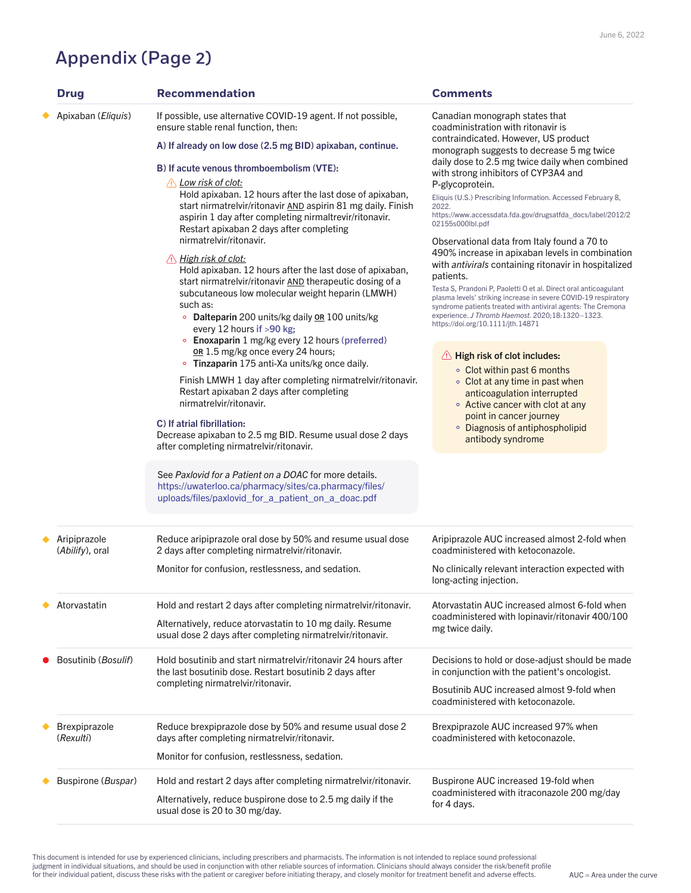# Appendix (Page 2)

| Drug | Recommendation | Comments |
|---|---|---|
| ◆ Apixaban (*Eliquis*) | If possible, use alternative COVID-19 agent. If not possible, ensure stable renal function, then:<br><br>**A) If already on low dose (2.5 mg BID) apixaban, continue.**<br><br>**B) If acute venous thromboembolism (VTE):**<br>⚠ *Low risk of clot:*<br>Hold apixaban. 12 hours after the last dose of apixaban, start nirmatrelvir/ritonavir AND aspirin 81 mg daily. Finish aspirin 1 day after completing nirmaltrevir/ritonavir. Restart apixaban 2 days after completing nirmatrelvir/ritonavir.<br><br>⚠ *High risk of clot:*<br>Hold apixaban. 12 hours after the last dose of apixaban, start nirmatrelvir/ritonavir AND therapeutic dosing of a subcutaneous low molecular weight heparin (LMWH) such as:<br>◦ **Dalteparin** 200 units/kg daily OR 100 units/kg every 12 hours if >90 kg;<br>◦ **Enoxaparin** 1 mg/kg every 12 hours (preferred) OR 1.5 mg/kg once every 24 hours;<br>◦ **Tinzaparin** 175 anti-Xa units/kg once daily.<br><br>Finish LMWH 1 day after completing nirmatrelvir/ritonavir. Restart apixaban 2 days after completing nirmatrelvir/ritonavir.<br><br>**C) If atrial fibrillation:**<br>Decrease apixaban to 2.5 mg BID. Resume usual dose 2 days after completing nirmatrelvir/ritonavir.<br><br>See *Paxlovid for a Patient on a DOAC* for more details. https://uwaterloo.ca/pharmacy/sites/ca.pharmacy/files/uploads/files/paxlovid_for_a_patient_on_a_doac.pdf | Canadian monograph states that coadministration with ritonavir is contraindicated. However, US product monograph suggests to decrease 5 mg twice daily dose to 2.5 mg twice daily when combined with strong inhibitors of CYP3A4 and P-glycoprotein.<br>Eliquis (U.S.) Prescribing Information. Accessed February 8, 2022. https://www.accessdata.fda.gov/drugsatfda_docs/label/2012/202155s000lbl.pdf<br><br>Observational data from Italy found a 70 to 490% increase in apixaban levels in combination with *antivirals* containing ritonavir in hospitalized patients.<br>Testa S, Prandoni P, Paoletti O et al. Direct oral anticoagulant plasma levels' striking increase in severe COVID-19 respiratory syndrome patients treated with antiviral agents: The Cremona experience. *J Thromb Haemost.* 2020;18:1320–1323. https://doi.org/10.1111/jth.14871<br><br>⚠ **High risk of clot includes:**<br>◦ Clot within past 6 months<br>◦ Clot at any time in past when anticoagulation interrupted<br>◦ Active cancer with clot at any point in cancer journey<br>◦ Diagnosis of antiphospholipid antibody syndrome |
| ◆ Aripiprazole (*Abilify*), oral | Reduce aripiprazole oral dose by 50% and resume usual dose 2 days after completing nirmatrelvir/ritonavir.<br><br>Monitor for confusion, restlessness, and sedation. | Aripiprazole AUC increased almost 2-fold when coadministered with ketoconazole.<br><br>No clinically relevant interaction expected with long-acting injection. |
| ◆ Atorvastatin | Hold and restart 2 days after completing nirmatrelvir/ritonavir.<br><br>Alternatively, reduce atorvastatin to 10 mg daily. Resume usual dose 2 days after completing nirmatrelvir/ritonavir. | Atorvastatin AUC increased almost 6-fold when coadministered with lopinavir/ritonavir 400/100 mg twice daily. |
| ● Bosutinib (*Bosulif*) | Hold bosutinib and start nirmatrelvir/ritonavir 24 hours after the last bosutinib dose. Restart bosutinib 2 days after completing nirmatrelvir/ritonavir. | Decisions to hold or dose-adjust should be made in conjunction with the patient's oncologist.<br><br>Bosutinib AUC increased almost 9-fold when coadministered with ketoconazole. |
| ◆ Brexpiprazole (*Rexulti*) | Reduce brexpiprazole dose by 50% and resume usual dose 2 days after completing nirmatrelvir/ritonavir.<br><br>Monitor for confusion, restlessness, sedation. | Brexpiprazole AUC increased 97% when coadministered with ketoconazole. |
| ◆ Buspirone (*Buspar*) | Hold and restart 2 days after completing nirmatrelvir/ritonavir.<br><br>Alternatively, reduce buspirone dose to 2.5 mg daily if the usual dose is 20 to 30 mg/day. | Buspirone AUC increased 19-fold when coadministered with itraconazole 200 mg/day for 4 days. |

This document is intended for use by experienced clinicians, including prescribers and pharmacists. The information is not intended to replace sound professional judgment in individual situations, and should be used in conjunction with other reliable sources of information. Clinicians should always consider the risk/benefit profile for their individual patient, discuss these risks with the patient or caregiver before initiating therapy, and closely monitor for treatment benefit and adverse effects.

AUC = Area under the curve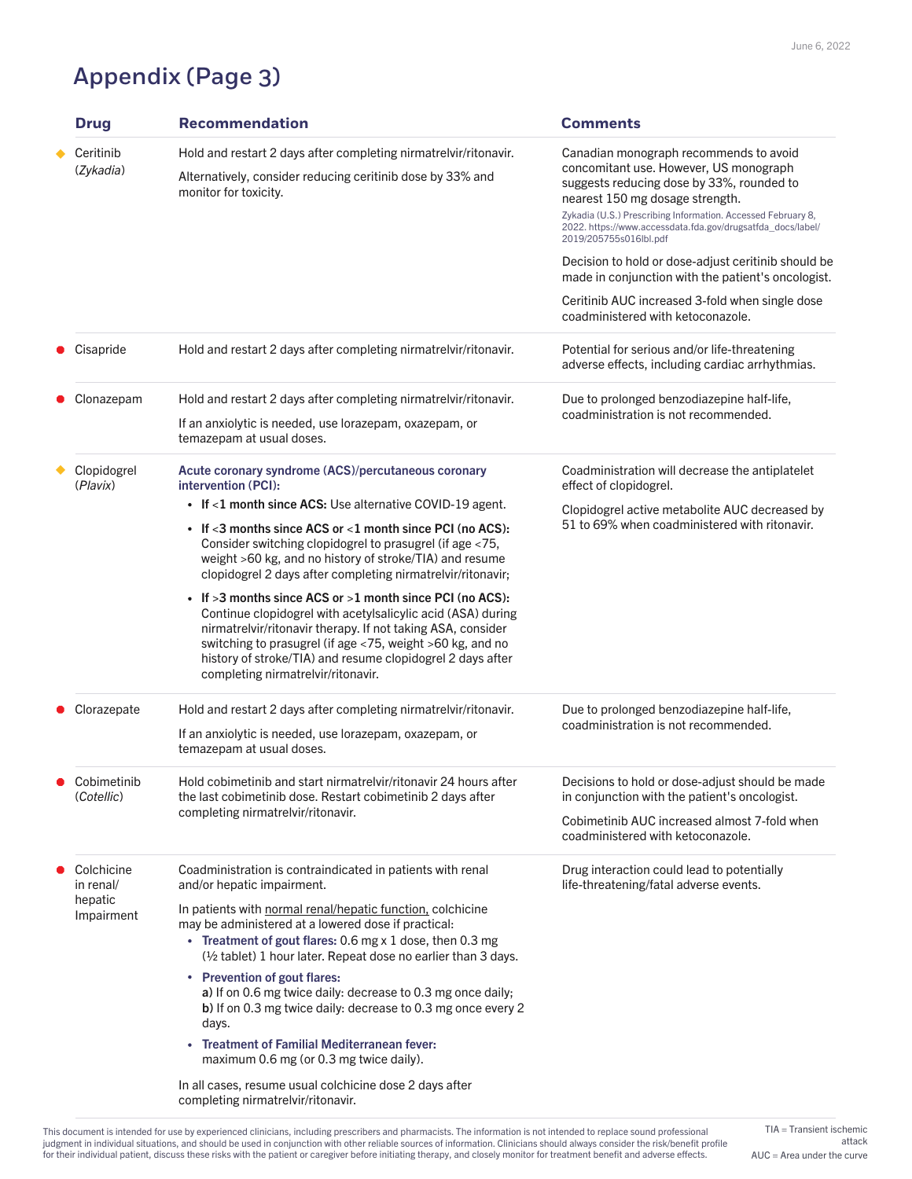# Appendix (Page 3)

| Drug | Recommendation | Comments |
|---|---|---|
| ◆ Ceritinib (*Zykadia*) | Hold and restart 2 days after completing nirmatrelvir/ritonavir.<br><br>Alternatively, consider reducing ceritinib dose by 33% and monitor for toxicity. | Canadian monograph recommends to avoid concomitant use. However, US monograph suggests reducing dose by 33%, rounded to nearest 150 mg dosage strength.<br>Zykadia (U.S.) Prescribing Information. Accessed February 8, 2022. https://www.accessdata.fda.gov/drugsatfda_docs/label/2019/205755s016lbl.pdf<br><br>Decision to hold or dose-adjust ceritinib should be made in conjunction with the patient's oncologist.<br><br>Ceritinib AUC increased 3-fold when single dose coadministered with ketoconazole. |
| ● Cisapride | Hold and restart 2 days after completing nirmatrelvir/ritonavir. | Potential for serious and/or life-threatening adverse effects, including cardiac arrhythmias. |
| ● Clonazepam | Hold and restart 2 days after completing nirmatrelvir/ritonavir.<br><br>If an anxiolytic is needed, use lorazepam, oxazepam, or temazepam at usual doses. | Due to prolonged benzodiazepine half-life, coadministration is not recommended. |
| ◆ Clopidogrel (*Plavix*) | **Acute coronary syndrome (ACS)/percutaneous coronary intervention (PCI):**<br>• **If <1 month since ACS:** Use alternative COVID-19 agent.<br>• **If <3 months since ACS or <1 month since PCI (no ACS):** Consider switching clopidogrel to prasugrel (if age <75, weight >60 kg, and no history of stroke/TIA) and resume clopidogrel 2 days after completing nirmatrelvir/ritonavir;<br>• **If >3 months since ACS or >1 month since PCI (no ACS):** Continue clopidogrel with acetylsalicylic acid (ASA) during nirmatrelvir/ritonavir therapy. If not taking ASA, consider switching to prasugrel (if age <75, weight >60 kg, and no history of stroke/TIA) and resume clopidogrel 2 days after completing nirmatrelvir/ritonavir. | Coadministration will decrease the antiplatelet effect of clopidogrel.<br><br>Clopidogrel active metabolite AUC decreased by 51 to 69% when coadministered with ritonavir. |
| ● Clorazepate | Hold and restart 2 days after completing nirmatrelvir/ritonavir.<br><br>If an anxiolytic is needed, use lorazepam, oxazepam, or temazepam at usual doses. | Due to prolonged benzodiazepine half-life, coadministration is not recommended. |
| ● Cobimetinib (*Cotellic*) | Hold cobimetinib and start nirmatrelvir/ritonavir 24 hours after the last cobimetinib dose. Restart cobimetinib 2 days after completing nirmatrelvir/ritonavir. | Decisions to hold or dose-adjust should be made in conjunction with the patient's oncologist.<br><br>Cobimetinib AUC increased almost 7-fold when coadministered with ketoconazole. |
| ● Colchicine in renal/hepatic Impairment | Coadministration is contraindicated in patients with renal and/or hepatic impairment.<br><br>In patients with normal renal/hepatic function, colchicine may be administered at a lowered dose if practical:<br>• **Treatment of gout flares:** 0.6 mg x 1 dose, then 0.3 mg (½ tablet) 1 hour later. Repeat dose no earlier than 3 days.<br>• **Prevention of gout flares:**<br>**a)** If on 0.6 mg twice daily: decrease to 0.3 mg once daily;<br>**b)** If on 0.3 mg twice daily: decrease to 0.3 mg once every 2 days.<br>• **Treatment of Familial Mediterranean fever:** maximum 0.6 mg (or 0.3 mg twice daily).<br><br>In all cases, resume usual colchicine dose 2 days after completing nirmatrelvir/ritonavir. | Drug interaction could lead to potentially life-threatening/fatal adverse events. |

This document is intended for use by experienced clinicians, including prescribers and pharmacists. The information is not intended to replace sound professional judgment in individual situations, and should be used in conjunction with other reliable sources of information. Clinicians should always consider the risk/benefit profile for their individual patient, discuss these risks with the patient or caregiver before initiating therapy, and closely monitor for treatment benefit and adverse effects.

TIA = Transient ischemic attack
AUC = Area under the curve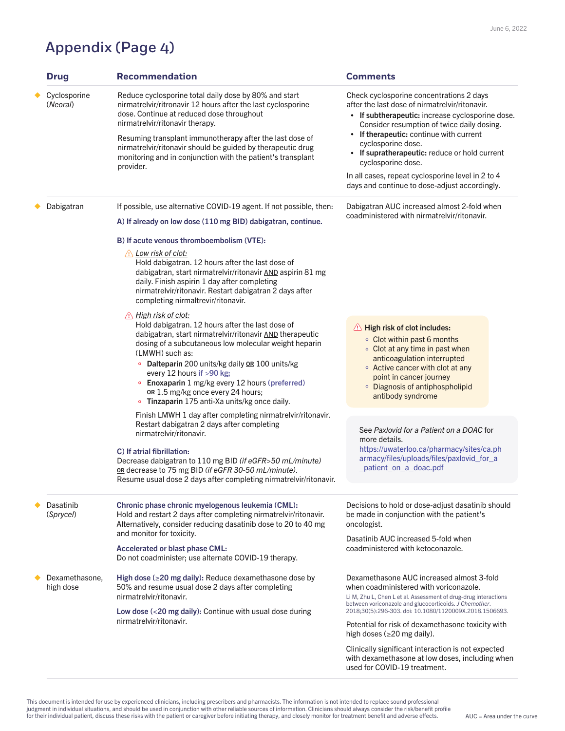# Appendix (Page 4)

| Drug | Recommendation | Comments |
|---|---|---|
| Cyclosporine (*Neoral*) | Reduce cyclosporine total daily dose by 80% and start nirmatrelvir/ritonavir 12 hours after the last cyclosporine dose. Continue at reduced dose throughout nirmatrelvir/ritonavir therapy.<br><br>Resuming transplant immunotherapy after the last dose of nirmatrelvir/ritonavir should be guided by therapeutic drug monitoring and in conjunction with the patient's transplant provider. | Check cyclosporine concentrations 2 days after the last dose of nirmatrelvir/ritonavir.<br>• **If subtherapeutic:** increase cyclosporine dose. Consider resumption of twice daily dosing.<br>• **If therapeutic:** continue with current cyclosporine dose.<br>• **If supratherapeutic:** reduce or hold current cyclosporine dose.<br><br>In all cases, repeat cyclosporine level in 2 to 4 days and continue to dose-adjust accordingly. |
| Dabigatran | If possible, use alternative COVID-19 agent. If not possible, then:<br><br>**A) If already on low dose (110 mg BID) dabigatran, continue.**<br><br>**B) If acute venous thromboembolism (VTE):**<br>⚠ *Low risk of clot:*<br>Hold dabigatran. 12 hours after the last dose of dabigatran, start nirmatrelvir/ritonavir AND aspirin 81 mg daily. Finish aspirin 1 day after completing nirmatrelvir/ritonavir. Restart dabigatran 2 days after completing nirmaltrevir/ritonavir.<br><br>⚠ *High risk of clot:*<br>Hold dabigatran. 12 hours after the last dose of dabigatran, start nirmatrelvir/ritonavir AND therapeutic dosing of a subcutaneous low molecular weight heparin (LMWH) such as:<br>◦ **Dalteparin** 200 units/kg daily OR 100 units/kg every 12 hours if >90 kg;<br>◦ **Enoxaparin** 1 mg/kg every 12 hours (preferred) OR 1.5 mg/kg once every 24 hours;<br>◦ **Tinzaparin** 175 anti-Xa units/kg once daily.<br><br>Finish LMWH 1 day after completing nirmatrelvir/ritonavir. Restart dabigatran 2 days after completing nirmatrelvir/ritonavir.<br><br>**C) If atrial fibrillation:**<br>Decrease dabigatran to 110 mg BID *(if eGFR>50 mL/minute)* OR decrease to 75 mg BID *(if eGFR 30-50 mL/minute)*.<br>Resume usual dose 2 days after completing nirmatrelvir/ritonavir. | Dabigatran AUC increased almost 2-fold when coadministered with nirmatrelvir/ritonavir.<br><br>⚠ **High risk of clot includes:**<br>◦ Clot within past 6 months<br>◦ Clot at any time in past when anticoagulation interrupted<br>◦ Active cancer with clot at any point in cancer journey<br>◦ Diagnosis of antiphospholipid antibody syndrome<br><br>See *Paxlovid for a Patient on a DOAC* for more details.<br>https://uwaterloo.ca/pharmacy/sites/ca.pharmacy/files/uploads/files/paxlovid_for_a_patient_on_a_doac.pdf |
| Dasatinib (*Sprycel*) | **Chronic phase chronic myelogenous leukemia (CML):**<br>Hold and restart 2 days after completing nirmatrelvir/ritonavir. Alternatively, consider reducing dasatinib dose to 20 to 40 mg and monitor for toxicity.<br><br>**Accelerated or blast phase CML:**<br>Do not coadminister; use alternate COVID-19 therapy. | Decisions to hold or dose-adjust dasatinib should be made in conjunction with the patient's oncologist.<br><br>Dasatinib AUC increased 5-fold when coadministered with ketoconazole. |
| Dexamethasone, high dose | **High dose (≥20 mg daily):** Reduce dexamethasone dose by 50% and resume usual dose 2 days after completing nirmatrelvir/ritonavir.<br><br>**Low dose (<20 mg daily):** Continue with usual dose during nirmatrelvir/ritonavir. | Dexamethasone AUC increased almost 3-fold when coadministered with voriconazole.<br>Li M, Zhu L, Chen L et al. Assessment of drug-drug interactions between voriconazole and glucocorticoids. *J Chemother*. 2018;30(5):296-303. doi: 10.1080/1120009X.2018.1506693.<br><br>Potential for risk of dexamethasone toxicity with high doses (≥20 mg daily).<br><br>Clinically significant interaction is not expected with dexamethasone at low doses, including when used for COVID-19 treatment. |

This document is intended for use by experienced clinicians, including prescribers and pharmacists. The information is not intended to replace sound professional judgment in individual situations, and should be used in conjunction with other reliable sources of information. Clinicians should always consider the risk/benefit profile for their individual patient, discuss these risks with the patient or caregiver before initiating therapy, and closely monitor for treatment benefit and adverse effects.

AUC = Area under the curve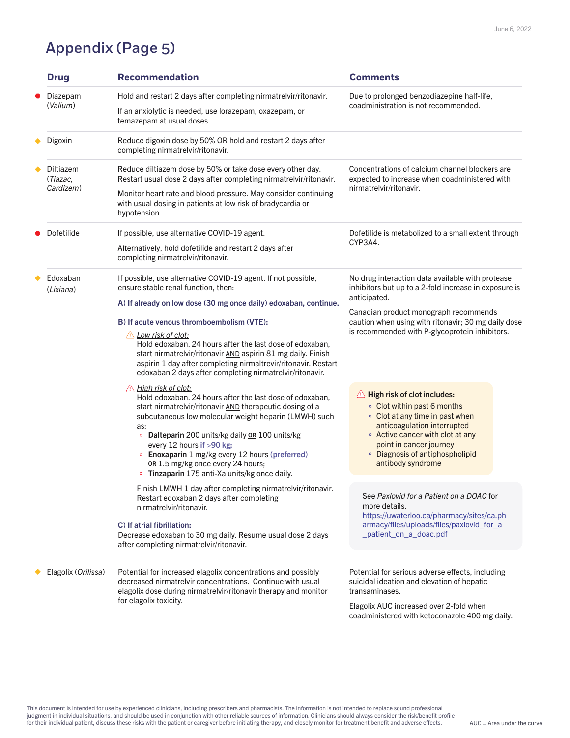# Appendix (Page 5)

| Drug | Recommendation | Comments |
|---|---|---|
| ● Diazepam (*Valium*) | Hold and restart 2 days after completing nirmatrelvir/ritonavir.<br><br>If an anxiolytic is needed, use lorazepam, oxazepam, or temazepam at usual doses. | Due to prolonged benzodiazepine half-life, coadministration is not recommended. |
| ◆ Digoxin | Reduce digoxin dose by 50% OR hold and restart 2 days after completing nirmatrelvir/ritonavir. | |
| ◆ Diltiazem (*Tiazac, Cardizem*) | Reduce diltiazem dose by 50% or take dose every other day. Restart usual dose 2 days after completing nirmatrelvir/ritonavir.<br><br>Monitor heart rate and blood pressure. May consider continuing with usual dosing in patients at low risk of bradycardia or hypotension. | Concentrations of calcium channel blockers are expected to increase when coadministered with nirmatrelvir/ritonavir. |
| ● Dofetilide | If possible, use alternative COVID-19 agent.<br><br>Alternatively, hold dofetilide and restart 2 days after completing nirmatrelvir/ritonavir. | Dofetilide is metabolized to a small extent through CYP3A4. |
| ◆ Edoxaban (*Lixiana*) | If possible, use alternative COVID-19 agent. If not possible, ensure stable renal function, then:<br><br>**A) If already on low dose (30 mg once daily) edoxaban, continue.**<br><br>**B) If acute venous thromboembolism (VTE):**<br><br>⚠ *Low risk of clot:*<br>Hold edoxaban. 24 hours after the last dose of edoxaban, start nirmatrelvir/ritonavir AND aspirin 81 mg daily. Finish aspirin 1 day after completing nirmaltrevir/ritonavir. Restart edoxaban 2 days after completing nirmatrelvir/ritonavir.<br><br>⚠ *High risk of clot:*<br>Hold edoxaban. 24 hours after the last dose of edoxaban, start nirmatrelvir/ritonavir AND therapeutic dosing of a subcutaneous low molecular weight heparin (LMWH) such as:<br>◦ **Dalteparin** 200 units/kg daily OR 100 units/kg every 12 hours if >90 kg;<br>◦ **Enoxaparin** 1 mg/kg every 12 hours (preferred) OR 1.5 mg/kg once every 24 hours;<br>◦ **Tinzaparin** 175 anti-Xa units/kg once daily.<br><br>Finish LMWH 1 day after completing nirmatrelvir/ritonavir. Restart edoxaban 2 days after completing nirmatrelvir/ritonavir.<br><br>**C) If atrial fibrillation:**<br>Decrease edoxaban to 30 mg daily. Resume usual dose 2 days after completing nirmatrelvir/ritonavir. | No drug interaction data available with protease inhibitors but up to a 2-fold increase in exposure is anticipated.<br><br>Canadian product monograph recommends caution when using with ritonavir; 30 mg daily dose is recommended with P-glycoprotein inhibitors.<br><br>⚠ **High risk of clot includes:**<br>◦ Clot within past 6 months<br>◦ Clot at any time in past when anticoagulation interrupted<br>◦ Active cancer with clot at any point in cancer journey<br>◦ Diagnosis of antiphospholipid antibody syndrome<br><br>See *Paxlovid for a Patient on a DOAC* for more details. https://uwaterloo.ca/pharmacy/sites/ca.pharmacy/files/uploads/files/paxlovid_for_a_patient_on_a_doac.pdf |
| ◆ Elagolix (*Orilissa*) | Potential for increased elagolix concentrations and possibly decreased nirmatrelvir concentrations. Continue with usual elagolix dose during nirmatrelvir/ritonavir therapy and monitor for elagolix toxicity. | Potential for serious adverse effects, including suicidal ideation and elevation of hepatic transaminases.<br><br>Elagolix AUC increased over 2-fold when coadministered with ketoconazole 400 mg daily. |

This document is intended for use by experienced clinicians, including prescribers and pharmacists. The information is not intended to replace sound professional judgment in individual situations, and should be used in conjunction with other reliable sources of information. Clinicians should always consider the risk/benefit profile for their individual patient, discuss these risks with the patient or caregiver before initiating therapy, and closely monitor for treatment benefit and adverse effects.

AUC = Area under the curve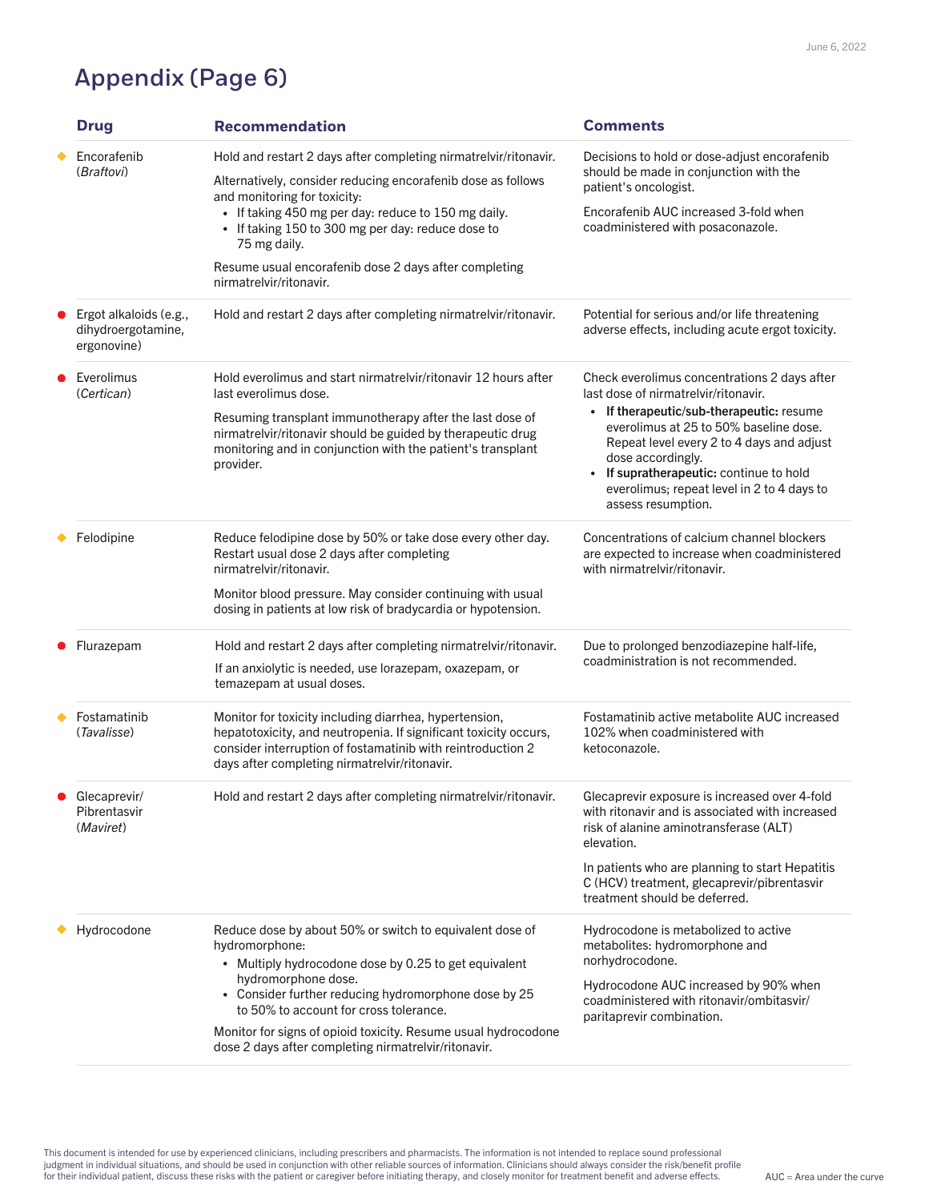# Appendix (Page 6)

| Drug | Recommendation | Comments |
|---|---|---|
| ◆ Encorafenib (*Braftovi*) | Hold and restart 2 days after completing nirmatrelvir/ritonavir.<br><br>Alternatively, consider reducing encorafenib dose as follows and monitoring for toxicity:<br>• If taking 450 mg per day: reduce to 150 mg daily.<br>• If taking 150 to 300 mg per day: reduce dose to 75 mg daily.<br><br>Resume usual encorafenib dose 2 days after completing nirmatrelvir/ritonavir. | Decisions to hold or dose-adjust encorafenib should be made in conjunction with the patient's oncologist.<br><br>Encorafenib AUC increased 3-fold when coadministered with posaconazole. |
| ● Ergot alkaloids (e.g., dihydroergotamine, ergonovine) | Hold and restart 2 days after completing nirmatrelvir/ritonavir. | Potential for serious and/or life threatening adverse effects, including acute ergot toxicity. |
| ● Everolimus (*Certican*) | Hold everolimus and start nirmatrelvir/ritonavir 12 hours after last everolimus dose.<br><br>Resuming transplant immunotherapy after the last dose of nirmatrelvir/ritonavir should be guided by therapeutic drug monitoring and in conjunction with the patient's transplant provider. | Check everolimus concentrations 2 days after last dose of nirmatrelvir/ritonavir.<br>• **If therapeutic/sub-therapeutic:** resume everolimus at 25 to 50% baseline dose. Repeat level every 2 to 4 days and adjust dose accordingly.<br>• **If supratherapeutic:** continue to hold everolimus; repeat level in 2 to 4 days to assess resumption. |
| ◆ Felodipine | Reduce felodipine dose by 50% or take dose every other day. Restart usual dose 2 days after completing nirmatrelvir/ritonavir.<br><br>Monitor blood pressure. May consider continuing with usual dosing in patients at low risk of bradycardia or hypotension. | Concentrations of calcium channel blockers are expected to increase when coadministered with nirmatrelvir/ritonavir. |
| ● Flurazepam | Hold and restart 2 days after completing nirmatrelvir/ritonavir.<br><br>If an anxiolytic is needed, use lorazepam, oxazepam, or temazepam at usual doses. | Due to prolonged benzodiazepine half-life, coadministration is not recommended. |
| ◆ Fostamatinib (*Tavalisse*) | Monitor for toxicity including diarrhea, hypertension, hepatotoxicity, and neutropenia. If significant toxicity occurs, consider interruption of fostamatinib with reintroduction 2 days after completing nirmatrelvir/ritonavir. | Fostamatinib active metabolite AUC increased 102% when coadministered with ketoconazole. |
| ● Glecaprevir/ Pibrentasvir (*Maviret*) | Hold and restart 2 days after completing nirmatrelvir/ritonavir. | Glecaprevir exposure is increased over 4-fold with ritonavir and is associated with increased risk of alanine aminotransferase (ALT) elevation.<br><br>In patients who are planning to start Hepatitis C (HCV) treatment, glecaprevir/pibrentasvir treatment should be deferred. |
| ◆ Hydrocodone | Reduce dose by about 50% or switch to equivalent dose of hydromorphone:<br>• Multiply hydrocodone dose by 0.25 to get equivalent hydromorphone dose.<br>• Consider further reducing hydromorphone dose by 25 to 50% to account for cross tolerance.<br><br>Monitor for signs of opioid toxicity. Resume usual hydrocodone dose 2 days after completing nirmatrelvir/ritonavir. | Hydrocodone is metabolized to active metabolites: hydromorphone and norhydrocodone.<br><br>Hydrocodone AUC increased by 90% when coadministered with ritonavir/ombitasvir/ paritaprevir combination. |

This document is intended for use by experienced clinicians, including prescribers and pharmacists. The information is not intended to replace sound professional judgment in individual situations, and should be used in conjunction with other reliable sources of information. Clinicians should always consider the risk/benefit profile for their individual patient, discuss these risks with the patient or caregiver before initiating therapy, and closely monitor for treatment benefit and adverse effects.

AUC = Area under the curve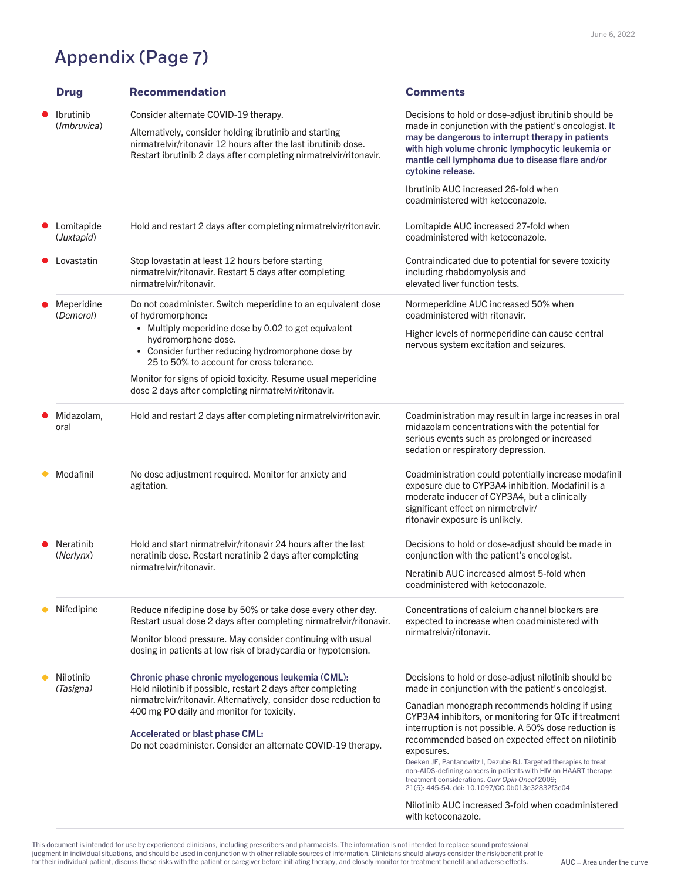# Appendix (Page 7)

| Drug | Recommendation | Comments |
| --- | --- | --- |
| ● Ibrutinib (*Imbruvica*) | Consider alternate COVID-19 therapy.<br><br>Alternatively, consider holding ibrutinib and starting nirmatrelvir/ritonavir 12 hours after the last ibrutinib dose. Restart ibrutinib 2 days after completing nirmatrelvir/ritonavir. | Decisions to hold or dose-adjust ibrutinib should be made in conjunction with the patient's oncologist. **It may be dangerous to interrupt therapy in patients with high volume chronic lymphocytic leukemia or mantle cell lymphoma due to disease flare and/or cytokine release.**<br><br>Ibrutinib AUC increased 26-fold when coadministered with ketoconazole. |
| ● Lomitapide (*Juxtapid*) | Hold and restart 2 days after completing nirmatrelvir/ritonavir. | Lomitapide AUC increased 27-fold when coadministered with ketoconazole. |
| ● Lovastatin | Stop lovastatin at least 12 hours before starting nirmatrelvir/ritonavir. Restart 5 days after completing nirmatrelvir/ritonavir. | Contraindicated due to potential for severe toxicity including rhabdomyolysis and elevated liver function tests. |
| ● Meperidine (*Demerol*) | Do not coadminister. Switch meperidine to an equivalent dose of hydromorphone:<br>• Multiply meperidine dose by 0.02 to get equivalent hydromorphone dose.<br>• Consider further reducing hydromorphone dose by 25 to 50% to account for cross tolerance.<br><br>Monitor for signs of opioid toxicity. Resume usual meperidine dose 2 days after completing nirmatrelvir/ritonavir. | Normeperidine AUC increased 50% when coadministered with ritonavir.<br><br>Higher levels of normeperidine can cause central nervous system excitation and seizures. |
| ● Midazolam, oral | Hold and restart 2 days after completing nirmatrelvir/ritonavir. | Coadministration may result in large increases in oral midazolam concentrations with the potential for serious events such as prolonged or increased sedation or respiratory depression. |
| ◆ Modafinil | No dose adjustment required. Monitor for anxiety and agitation. | Coadministration could potentially increase modafinil exposure due to CYP3A4 inhibition. Modafinil is a moderate inducer of CYP3A4, but a clinically significant effect on nirmetrelvir/ritonavir exposure is unlikely. |
| ● Neratinib (*Nerlynx*) | Hold and start nirmatrelvir/ritonavir 24 hours after the last neratinib dose. Restart neratinib 2 days after completing nirmatrelvir/ritonavir. | Decisions to hold or dose-adjust should be made in conjunction with the patient's oncologist.<br><br>Neratinib AUC increased almost 5-fold when coadministered with ketoconazole. |
| ◆ Nifedipine | Reduce nifedipine dose by 50% or take dose every other day. Restart usual dose 2 days after completing nirmatrelvir/ritonavir.<br><br>Monitor blood pressure. May consider continuing with usual dosing in patients at low risk of bradycardia or hypotension. | Concentrations of calcium channel blockers are expected to increase when coadministered with nirmatrelvir/ritonavir. |
| ◆ Nilotinib (*Tasigna*) | **Chronic phase chronic myelogenous leukemia (CML):**<br>Hold nilotinib if possible, restart 2 days after completing nirmatrelvir/ritonavir. Alternatively, consider dose reduction to 400 mg PO daily and monitor for toxicity.<br><br>**Accelerated or blast phase CML:**<br>Do not coadminister. Consider an alternate COVID-19 therapy. | Decisions to hold or dose-adjust nilotinib should be made in conjunction with the patient's oncologist.<br><br>Canadian monograph recommends holding if using CYP3A4 inhibitors, or monitoring for QTc if treatment interruption is not possible. A 50% dose reduction is recommended based on expected effect on nilotinib exposures.<br>Deeken JF, Pantanowitz l, Dezube BJ. Targeted therapies to treat non-AIDS-defining cancers in patients with HIV on HAART therapy: treatment considerations. *Curr Opin Oncol* 2009; 21(5): 445-54. doi: 10.1097/CC.0b013e32832f3e04<br><br>Nilotinib AUC increased 3-fold when coadministered with ketoconazole. |

This document is intended for use by experienced clinicians, including prescribers and pharmacists. The information is not intended to replace sound professional judgment in individual situations, and should be used in conjunction with other reliable sources of information. Clinicians should always consider the risk/benefit profile for their individual patient, discuss these risks with the patient or caregiver before initiating therapy, and closely monitor for treatment benefit and adverse effects.

AUC = Area under the curve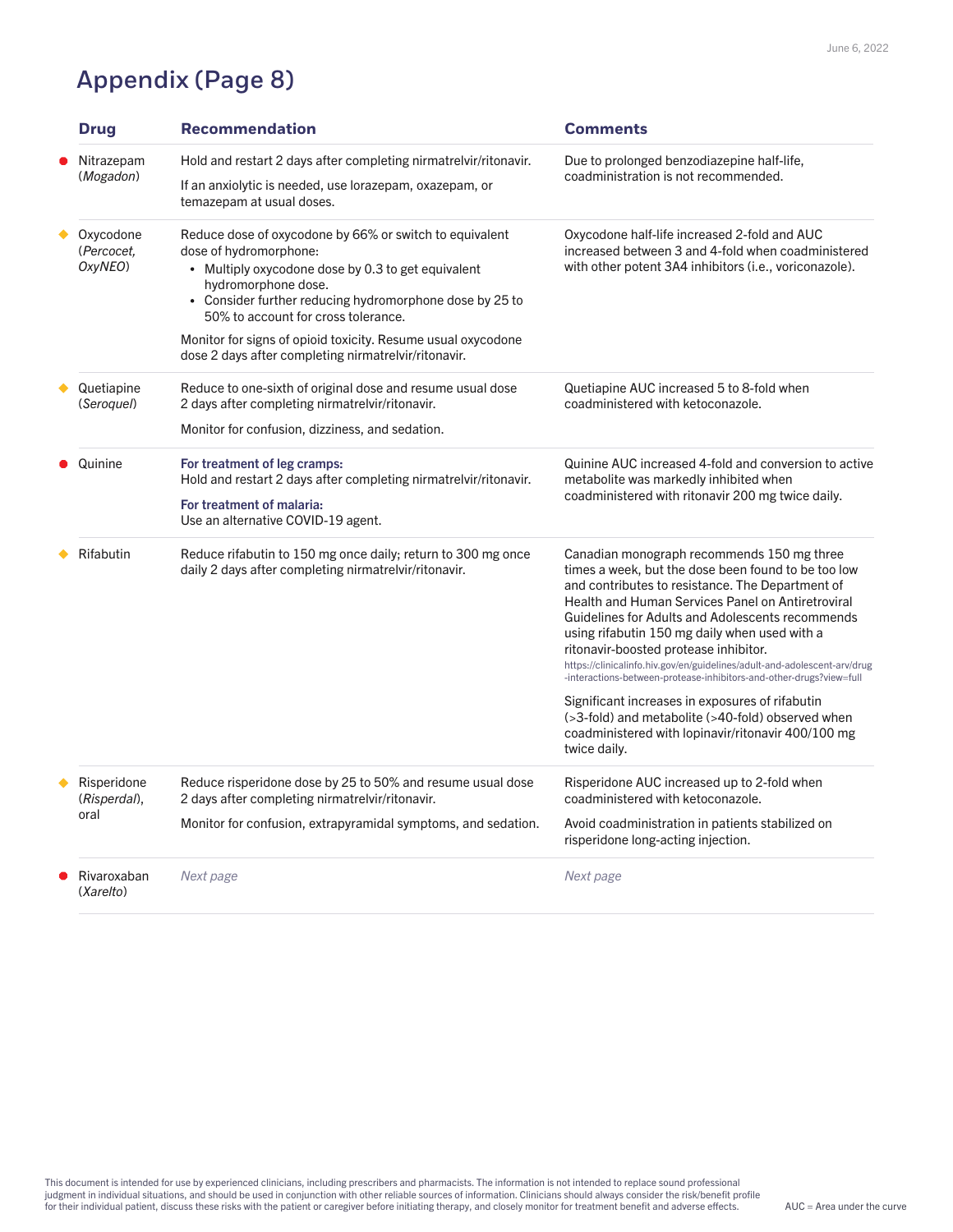# Appendix (Page 8)

| | Drug | Recommendation | Comments |
|---|---|---|---|
| ● | Nitrazepam (*Mogadon*) | Hold and restart 2 days after completing nirmatrelvir/ritonavir.<br><br>If an anxiolytic is needed, use lorazepam, oxazepam, or temazepam at usual doses. | Due to prolonged benzodiazepine half-life, coadministration is not recommended. |
| ◆ | Oxycodone (*Percocet, OxyNEO*) | Reduce dose of oxycodone by 66% or switch to equivalent dose of hydromorphone:<br>• Multiply oxycodone dose by 0.3 to get equivalent hydromorphone dose.<br>• Consider further reducing hydromorphone dose by 25 to 50% to account for cross tolerance.<br><br>Monitor for signs of opioid toxicity. Resume usual oxycodone dose 2 days after completing nirmatrelvir/ritonavir. | Oxycodone half-life increased 2-fold and AUC increased between 3 and 4-fold when coadministered with other potent 3A4 inhibitors (i.e., voriconazole). |
| ◆ | Quetiapine (*Seroquel*) | Reduce to one-sixth of original dose and resume usual dose 2 days after completing nirmatrelvir/ritonavir.<br><br>Monitor for confusion, dizziness, and sedation. | Quetiapine AUC increased 5 to 8-fold when coadministered with ketoconazole. |
| ● | Quinine | **For treatment of leg cramps:**<br>Hold and restart 2 days after completing nirmatrelvir/ritonavir.<br><br>**For treatment of malaria:**<br>Use an alternative COVID-19 agent. | Quinine AUC increased 4-fold and conversion to active metabolite was markedly inhibited when coadministered with ritonavir 200 mg twice daily. |
| ◆ | Rifabutin | Reduce rifabutin to 150 mg once daily; return to 300 mg once daily 2 days after completing nirmatrelvir/ritonavir. | Canadian monograph recommends 150 mg three times a week, but the dose been found to be too low and contributes to resistance. The Department of Health and Human Services Panel on Antiretroviral Guidelines for Adults and Adolescents recommends using rifabutin 150 mg daily when used with a ritonavir-boosted protease inhibitor.<br>https://clinicalinfo.hiv.gov/en/guidelines/adult-and-adolescent-arv/drug-interactions-between-protease-inhibitors-and-other-drugs?view=full<br><br>Significant increases in exposures of rifabutin (>3-fold) and metabolite (>40-fold) observed when coadministered with lopinavir/ritonavir 400/100 mg twice daily. |
| ◆ | Risperidone (*Risperdal*), oral | Reduce risperidone dose by 25 to 50% and resume usual dose 2 days after completing nirmatrelvir/ritonavir.<br><br>Monitor for confusion, extrapyramidal symptoms, and sedation. | Risperidone AUC increased up to 2-fold when coadministered with ketoconazole.<br><br>Avoid coadministration in patients stabilized on risperidone long-acting injection. |
| ● | Rivaroxaban (*Xarelto*) | *Next page* | *Next page* |

This document is intended for use by experienced clinicians, including prescribers and pharmacists. The information is not intended to replace sound professional judgment in individual situations, and should be used in conjunction with other reliable sources of information. Clinicians should always consider the risk/benefit profile for their individual patient, discuss these risks with the patient or caregiver before initiating therapy, and closely monitor for treatment benefit and adverse effects.

AUC = Area under the curve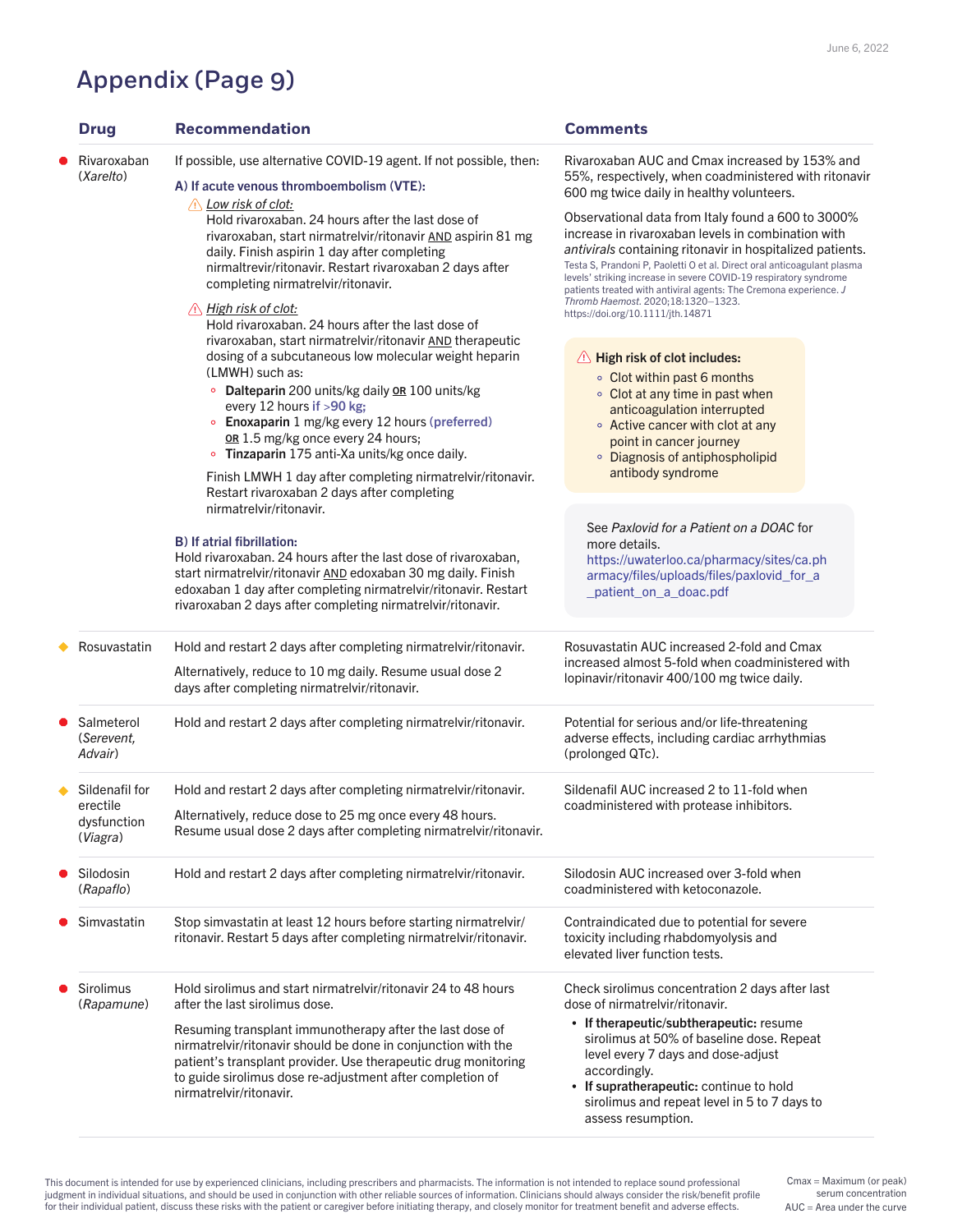# Appendix (Page 9)

| Drug | Recommendation | Comments |
|---|---|---|
| ● Rivaroxaban (*Xarelto*) | If possible, use alternative COVID-19 agent. If not possible, then:<br><br>**A) If acute venous thromboembolism (VTE):**<br>⚠ *Low risk of clot:*<br>Hold rivaroxaban. 24 hours after the last dose of rivaroxaban, start nirmatrelvir/ritonavir AND aspirin 81 mg daily. Finish aspirin 1 day after completing nirmaltrevir/ritonavir. Restart rivaroxaban 2 days after completing nirmatrelvir/ritonavir.<br><br>⚠ *High risk of clot:*<br>Hold rivaroxaban. 24 hours after the last dose of rivaroxaban, start nirmatrelvir/ritonavir AND therapeutic dosing of a subcutaneous low molecular weight heparin (LMWH) such as:<br>◦ **Dalteparin** 200 units/kg daily **OR** 100 units/kg every 12 hours if >90 kg;<br>◦ **Enoxaparin** 1 mg/kg every 12 hours (preferred) **OR** 1.5 mg/kg once every 24 hours;<br>◦ **Tinzaparin** 175 anti-Xa units/kg once daily.<br><br>Finish LMWH 1 day after completing nirmatrelvir/ritonavir. Restart rivaroxaban 2 days after completing nirmatrelvir/ritonavir.<br><br>**B) If atrial fibrillation:**<br>Hold rivaroxaban. 24 hours after the last dose of rivaroxaban, start nirmatrelvir/ritonavir AND edoxaban 30 mg daily. Finish edoxaban 1 day after completing nirmatrelvir/ritonavir. Restart rivaroxaban 2 days after completing nirmatrelvir/ritonavir. | Rivaroxaban AUC and Cmax increased by 153% and 55%, respectively, when coadministered with ritonavir 600 mg twice daily in healthy volunteers.<br><br>Observational data from Italy found a 600 to 3000% increase in rivaroxaban levels in combination with *antivirals* containing ritonavir in hospitalized patients.<br>Testa S, Prandoni P, Paoletti O et al. Direct oral anticoagulant plasma levels' striking increase in severe COVID-19 respiratory syndrome patients treated with antiviral agents: The Cremona experience. *J Thromb Haemost*. 2020;18:1320–1323. https://doi.org/10.1111/jth.14871<br><br>⚠ **High risk of clot includes:**<br>◦ Clot within past 6 months<br>◦ Clot at any time in past when anticoagulation interrupted<br>◦ Active cancer with clot at any point in cancer journey<br>◦ Diagnosis of antiphospholipid antibody syndrome<br><br>See *Paxlovid for a Patient on a DOAC* for more details.<br>https://uwaterloo.ca/pharmacy/sites/ca.pharmacy/files/uploads/files/paxlovid_for_a_patient_on_a_doac.pdf |
| ◆ Rosuvastatin | Hold and restart 2 days after completing nirmatrelvir/ritonavir.<br><br>Alternatively, reduce to 10 mg daily. Resume usual dose 2 days after completing nirmatrelvir/ritonavir. | Rosuvastatin AUC increased 2-fold and Cmax increased almost 5-fold when coadministered with lopinavir/ritonavir 400/100 mg twice daily. |
| ● Salmeterol (*Serevent, Advair*) | Hold and restart 2 days after completing nirmatrelvir/ritonavir. | Potential for serious and/or life-threatening adverse effects, including cardiac arrhythmias (prolonged QTc). |
| ◆ Sildenafil for erectile dysfunction (*Viagra*) | Hold and restart 2 days after completing nirmatrelvir/ritonavir.<br><br>Alternatively, reduce dose to 25 mg once every 48 hours. Resume usual dose 2 days after completing nirmatrelvir/ritonavir. | Sildenafil AUC increased 2 to 11-fold when coadministered with protease inhibitors. |
| ● Silodosin (*Rapaflo*) | Hold and restart 2 days after completing nirmatrelvir/ritonavir. | Silodosin AUC increased over 3-fold when coadministered with ketoconazole. |
| ● Simvastatin | Stop simvastatin at least 12 hours before starting nirmatrelvir/ritonavir. Restart 5 days after completing nirmatrelvir/ritonavir. | Contraindicated due to potential for severe toxicity including rhabdomyolysis and elevated liver function tests. |
| ● Sirolimus (*Rapamune*) | Hold sirolimus and start nirmatrelvir/ritonavir 24 to 48 hours after the last sirolimus dose.<br><br>Resuming transplant immunotherapy after the last dose of nirmatrelvir/ritonavir should be done in conjunction with the patient's transplant provider. Use therapeutic drug monitoring to guide sirolimus dose re-adjustment after completion of nirmatrelvir/ritonavir. | Check sirolimus concentration 2 days after last dose of nirmatrelvir/ritonavir.<br>• **If therapeutic/subtherapeutic:** resume sirolimus at 50% of baseline dose. Repeat level every 7 days and dose-adjust accordingly.<br>• **If supratherapeutic:** continue to hold sirolimus and repeat level in 5 to 7 days to assess resumption. |

This document is intended for use by experienced clinicians, including prescribers and pharmacists. The information is not intended to replace sound professional judgment in individual situations, and should be used in conjunction with other reliable sources of information. Clinicians should always consider the risk/benefit profile for their individual patient, discuss these risks with the patient or caregiver before initiating therapy, and closely monitor for treatment benefit and adverse effects.

Cmax = Maximum (or peak) serum concentration
AUC = Area under the curve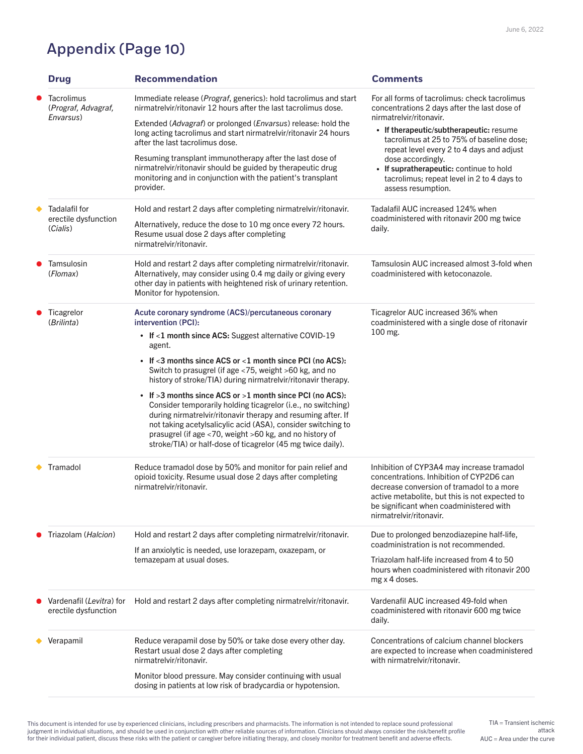# Appendix (Page 10)

| | Drug | Recommendation | Comments |
|---|---|---|---|
| ● | Tacrolimus (*Prograf, Advagraf, Envarsus*) | Immediate release (*Prograf*, generics): hold tacrolimus and start nirmatrelvir/ritonavir 12 hours after the last tacrolimus dose.<br><br>Extended (*Advagraf*) or prolonged (*Envarsus*) release: hold the long acting tacrolimus and start nirmatrelvir/ritonavir 24 hours after the last tacrolimus dose.<br><br>Resuming transplant immunotherapy after the last dose of nirmatrelvir/ritonavir should be guided by therapeutic drug monitoring and in conjunction with the patient's transplant provider. | For all forms of tacrolimus: check tacrolimus concentrations 2 days after the last dose of nirmatrelvir/ritonavir.<br>• **If therapeutic/subtherapeutic:** resume tacrolimus at 25 to 75% of baseline dose; repeat level every 2 to 4 days and adjust dose accordingly.<br>• **If supratherapeutic:** continue to hold tacrolimus; repeat level in 2 to 4 days to assess resumption. |
| ◆ | Tadalafil for erectile dysfunction (*Cialis*) | Hold and restart 2 days after completing nirmatrelvir/ritonavir.<br><br>Alternatively, reduce the dose to 10 mg once every 72 hours. Resume usual dose 2 days after completing nirmatrelvir/ritonavir. | Tadalafil AUC increased 124% when coadministered with ritonavir 200 mg twice daily. |
| ● | Tamsulosin (*Flomax*) | Hold and restart 2 days after completing nirmatrelvir/ritonavir. Alternatively, may consider using 0.4 mg daily or giving every other day in patients with heightened risk of urinary retention. Monitor for hypotension. | Tamsulosin AUC increased almost 3-fold when coadministered with ketoconazole. |
| ● | Ticagrelor (*Brilinta*) | **Acute coronary syndrome (ACS)/percutaneous coronary intervention (PCI):**<br>• **If <1 month since ACS:** Suggest alternative COVID-19 agent.<br>• **If <3 months since ACS or <1 month since PCI (no ACS):** Switch to prasugrel (if age <75, weight >60 kg, and no history of stroke/TIA) during nirmatrelvir/ritonavir therapy.<br>• **If >3 months since ACS or >1 month since PCI (no ACS):** Consider temporarily holding ticagrelor (i.e., no switching) during nirmatrelvir/ritonavir therapy and resuming after. If not taking acetylsalicylic acid (ASA), consider switching to prasugrel (if age <70, weight >60 kg, and no history of stroke/TIA) or half-dose of ticagrelor (45 mg twice daily). | Ticagrelor AUC increased 36% when coadministered with a single dose of ritonavir 100 mg. |
| ◆ | Tramadol | Reduce tramadol dose by 50% and monitor for pain relief and opioid toxicity. Resume usual dose 2 days after completing nirmatrelvir/ritonavir. | Inhibition of CYP3A4 may increase tramadol concentrations. Inhibition of CYP2D6 can decrease conversion of tramadol to a more active metabolite, but this is not expected to be significant when coadministered with nirmatrelvir/ritonavir. |
| ● | Triazolam (*Halcion*) | Hold and restart 2 days after completing nirmatrelvir/ritonavir.<br><br>If an anxiolytic is needed, use lorazepam, oxazepam, or temazepam at usual doses. | Due to prolonged benzodiazepine half-life, coadministration is not recommended.<br><br>Triazolam half-life increased from 4 to 50 hours when coadministered with ritonavir 200 mg x 4 doses. |
| ● | Vardenafil (*Levitra*) for erectile dysfunction | Hold and restart 2 days after completing nirmatrelvir/ritonavir. | Vardenafil AUC increased 49-fold when coadministered with ritonavir 600 mg twice daily. |
| ◆ | Verapamil | Reduce verapamil dose by 50% or take dose every other day. Restart usual dose 2 days after completing nirmatrelvir/ritonavir.<br><br>Monitor blood pressure. May consider continuing with usual dosing in patients at low risk of bradycardia or hypotension. | Concentrations of calcium channel blockers are expected to increase when coadministered with nirmatrelvir/ritonavir. |

This document is intended for use by experienced clinicians, including prescribers and pharmacists. The information is not intended to replace sound professional judgment in individual situations, and should be used in conjunction with other reliable sources of information. Clinicians should always consider the risk/benefit profile for their individual patient, discuss these risks with the patient or caregiver before initiating therapy, and closely monitor for treatment benefit and adverse effects.

TIA = Transient ischemic attack
AUC = Area under the curve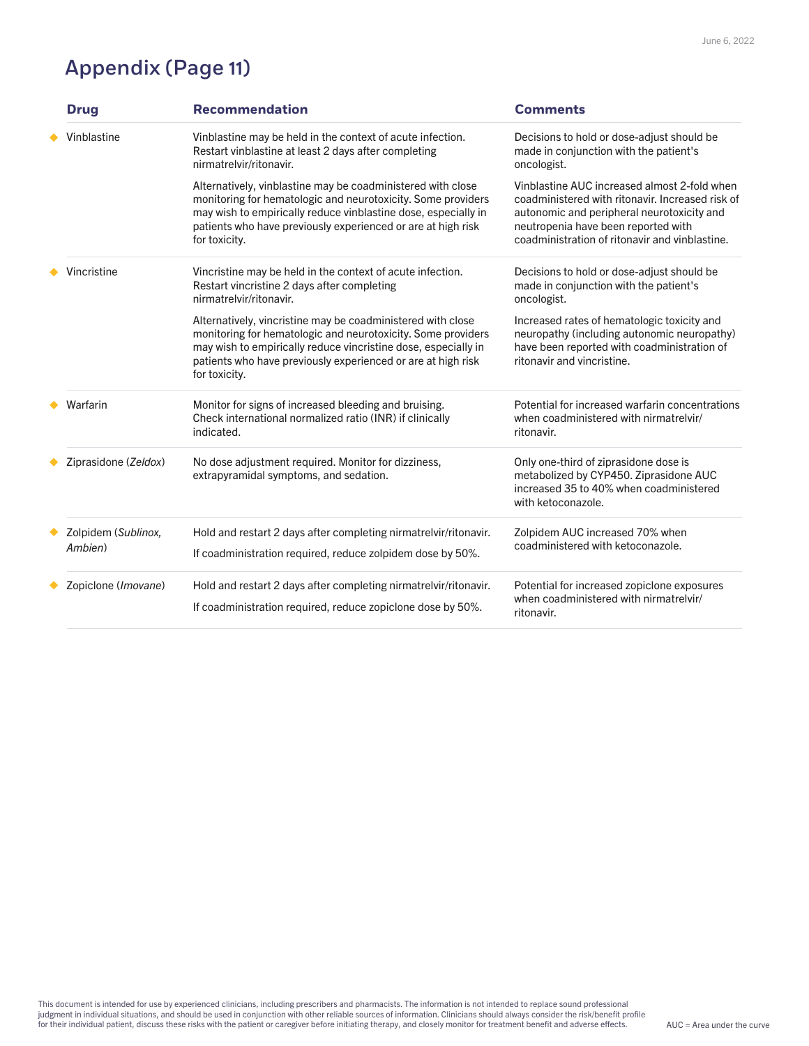# Appendix (Page 11)

| Drug | Recommendation | Comments |
| --- | --- | --- |
| Vinblastine | Vinblastine may be held in the context of acute infection. Restart vinblastine at least 2 days after completing nirmatrelvir/ritonavir. | Decisions to hold or dose-adjust should be made in conjunction with the patient's oncologist. |
| | Alternatively, vinblastine may be coadministered with close monitoring for hematologic and neurotoxicity. Some providers may wish to empirically reduce vinblastine dose, especially in patients who have previously experienced or are at high risk for toxicity. | Vinblastine AUC increased almost 2-fold when coadministered with ritonavir. Increased risk of autonomic and peripheral neurotoxicity and neutropenia have been reported with coadministration of ritonavir and vinblastine. |
| Vincristine | Vincristine may be held in the context of acute infection. Restart vincristine 2 days after completing nirmatrelvir/ritonavir. | Decisions to hold or dose-adjust should be made in conjunction with the patient's oncologist. |
| | Alternatively, vincristine may be coadministered with close monitoring for hematologic and neurotoxicity. Some providers may wish to empirically reduce vincristine dose, especially in patients who have previously experienced or are at high risk for toxicity. | Increased rates of hematologic toxicity and neuropathy (including autonomic neuropathy) have been reported with coadministration of ritonavir and vincristine. |
| Warfarin | Monitor for signs of increased bleeding and bruising. Check international normalized ratio (INR) if clinically indicated. | Potential for increased warfarin concentrations when coadministered with nirmatrelvir/ritonavir. |
| Ziprasidone (*Zeldox*) | No dose adjustment required. Monitor for dizziness, extrapyramidal symptoms, and sedation. | Only one-third of ziprasidone dose is metabolized by CYP450. Ziprasidone AUC increased 35 to 40% when coadministered with ketoconazole. |
| Zolpidem (*Sublinox, Ambien*) | Hold and restart 2 days after completing nirmatrelvir/ritonavir.<br><br>If coadministration required, reduce zolpidem dose by 50%. | Zolpidem AUC increased 70% when coadministered with ketoconazole. |
| Zopiclone (*Imovane*) | Hold and restart 2 days after completing nirmatrelvir/ritonavir.<br><br>If coadministration required, reduce zopiclone dose by 50%. | Potential for increased zopiclone exposures when coadministered with nirmatrelvir/ritonavir. |

This document is intended for use by experienced clinicians, including prescribers and pharmacists. The information is not intended to replace sound professional judgment in individual situations, and should be used in conjunction with other reliable sources of information. Clinicians should always consider the risk/benefit profile for their individual patient, discuss these risks with the patient or caregiver before initiating therapy, and closely monitor for treatment benefit and adverse effects.

AUC = Area under the curve